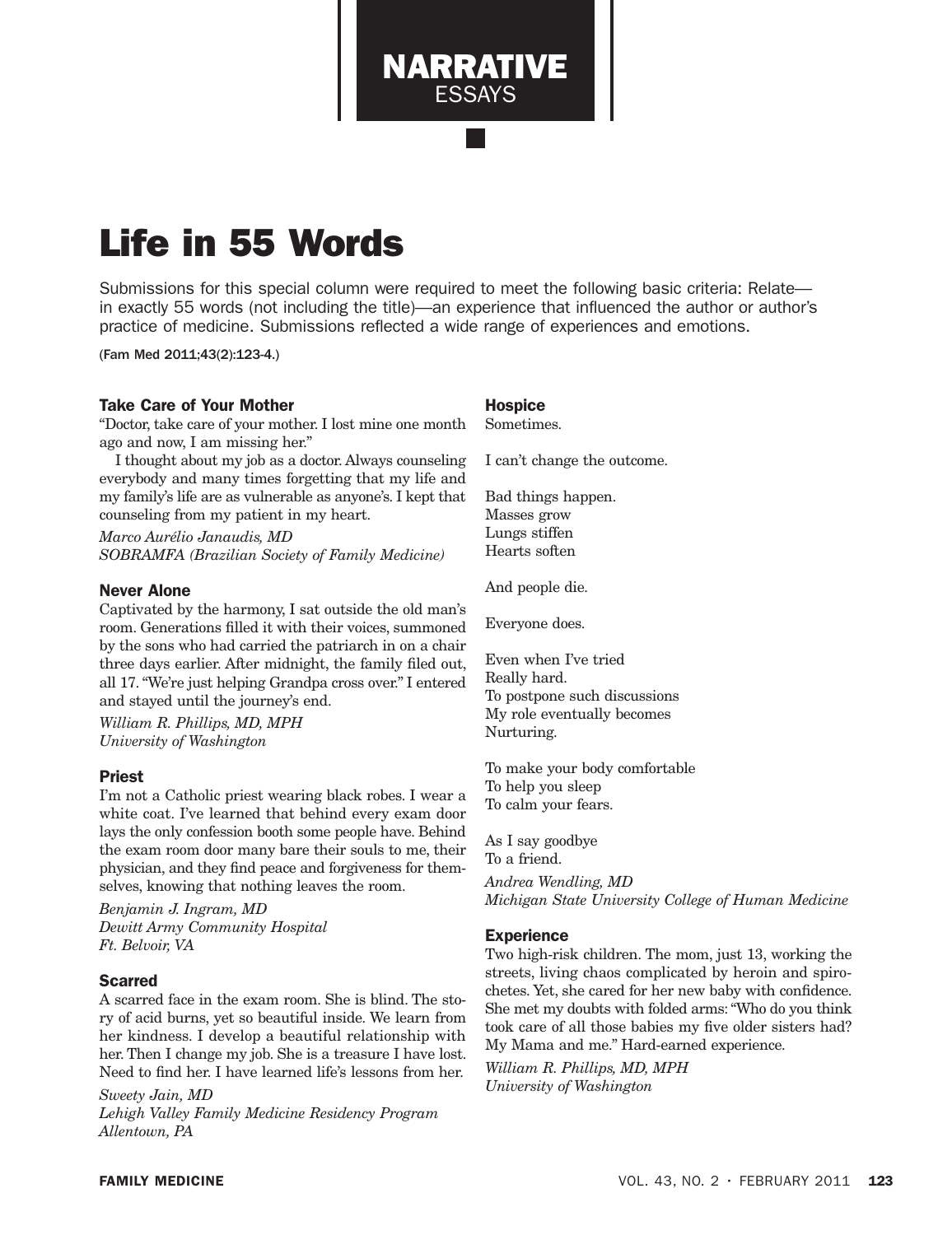# NARRATIVE ESSAYS

# Life in 55 Words

Submissions for this special column were required to meet the following basic criteria: Relate—in exactly 55 words (not including the title)—an experience that influenced the author or author's practice of medicine. Submissions reflected a wide range of experiences and emotions.

(Fam Med 2011;43(2):123-4.)

### Take Care of Your Mother

"Doctor, take care of your mother. I lost mine one month ago and now, I am missing her."

I thought about my job as a doctor. Always counseling everybody and many times forgetting that my life and my family's life are as vulnerable as anyone's. I kept that counseling from my patient in my heart.

*Marco Aurélio Janaudis, MD*
*SOBRAMFA (Brazilian Society of Family Medicine)*

### Never Alone

Captivated by the harmony, I sat outside the old man's room. Generations filled it with their voices, summoned by the sons who had carried the patriarch in on a chair three days earlier. After midnight, the family filed out, all 17. "We're just helping Grandpa cross over." I entered and stayed until the journey's end.

*William R. Phillips, MD, MPH*
*University of Washington*

### Priest

I'm not a Catholic priest wearing black robes. I wear a white coat. I've learned that behind every exam door lays the only confession booth some people have. Behind the exam room door many bare their souls to me, their physician, and they find peace and forgiveness for themselves, knowing that nothing leaves the room.

*Benjamin J. Ingram, MD*
*Dewitt Army Community Hospital*
*Ft. Belvoir, VA*

### Scarred

A scarred face in the exam room. She is blind. The story of acid burns, yet so beautiful inside. We learn from her kindness. I develop a beautiful relationship with her. Then I change my job. She is a treasure I have lost. Need to find her. I have learned life's lessons from her.

*Sweety Jain, MD*
*Lehigh Valley Family Medicine Residency Program*
*Allentown, PA*

### Hospice

Sometimes.

I can't change the outcome.

Bad things happen.
Masses grow
Lungs stiffen
Hearts soften

And people die.

Everyone does.

Even when I've tried
Really hard.
To postpone such discussions
My role eventually becomes
Nurturing.

To make your body comfortable
To help you sleep
To calm your fears.

As I say goodbye
To a friend.

*Andrea Wendling, MD*
*Michigan State University College of Human Medicine*

### Experience

Two high-risk children. The mom, just 13, working the streets, living chaos complicated by heroin and spirochetes. Yet, she cared for her new baby with confidence. She met my doubts with folded arms: "Who do you think took care of all those babies my five older sisters had? My Mama and me." Hard-earned experience.

*William R. Phillips, MD, MPH*
*University of Washington*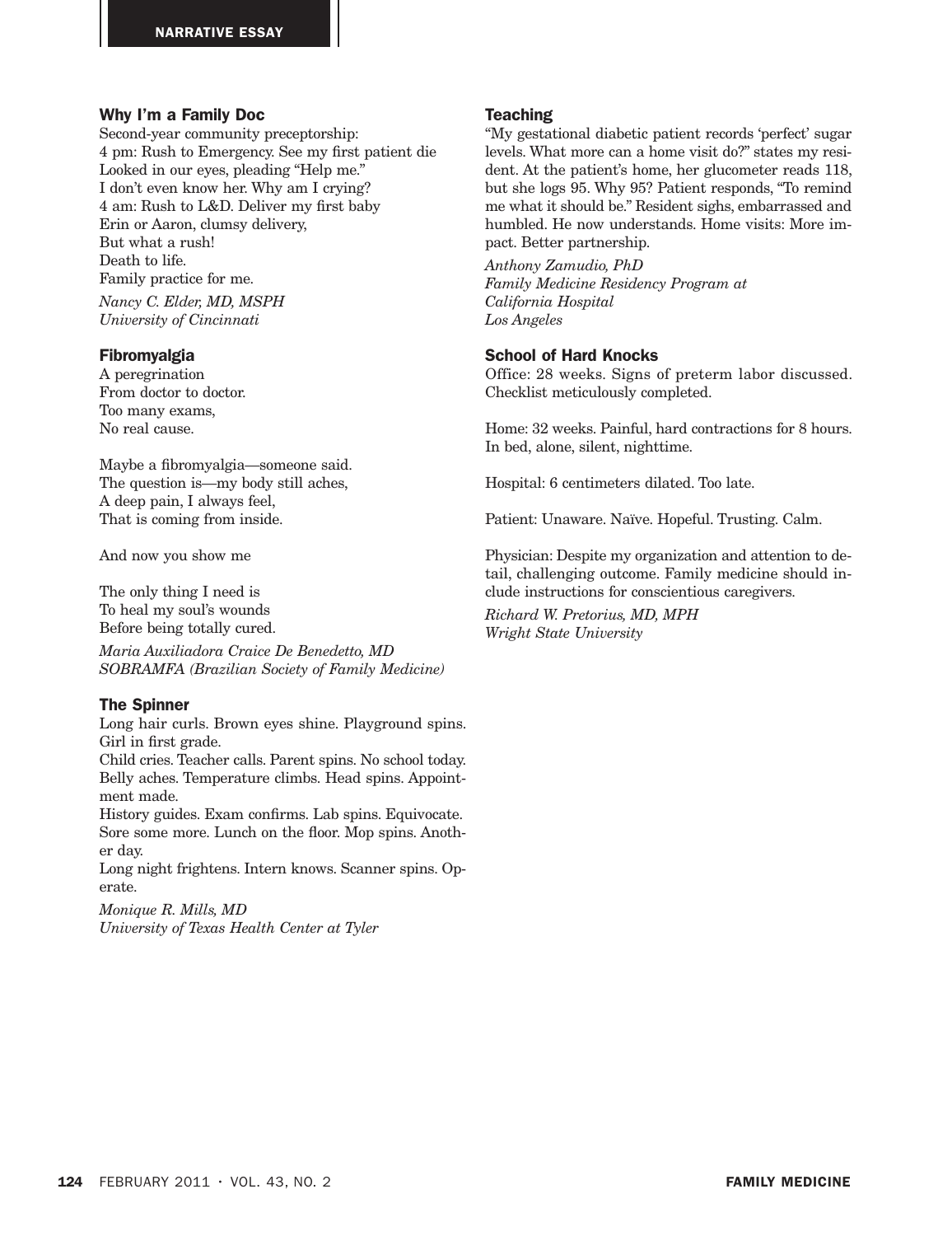### Why I'm a Family Doc

Second-year community preceptorship:
4 pm: Rush to Emergency. See my first patient die
Looked in our eyes, pleading "Help me."
I don't even know her. Why am I crying?
4 am: Rush to L&D. Deliver my first baby
Erin or Aaron, clumsy delivery,
But what a rush!
Death to life.
Family practice for me.

*Nancy C. Elder, MD, MSPH*
*University of Cincinnati*

### Fibromyalgia

A peregrination
From doctor to doctor.
Too many exams,
No real cause.

Maybe a fibromyalgia—someone said.
The question is—my body still aches,
A deep pain, I always feel,
That is coming from inside.

And now you show me

The only thing I need is
To heal my soul's wounds
Before being totally cured.

*Maria Auxiliadora Craice De Benedetto, MD*
*SOBRAMFA (Brazilian Society of Family Medicine)*

### The Spinner

Long hair curls. Brown eyes shine. Playground spins. Girl in first grade.
Child cries. Teacher calls. Parent spins. No school today.
Belly aches. Temperature climbs. Head spins. Appointment made.
History guides. Exam confirms. Lab spins. Equivocate.
Sore some more. Lunch on the floor. Mop spins. Another day.
Long night frightens. Intern knows. Scanner spins. Operate.

*Monique R. Mills, MD*
*University of Texas Health Center at Tyler*

### Teaching

"My gestational diabetic patient records 'perfect' sugar levels. What more can a home visit do?" states my resident. At the patient's home, her glucometer reads 118, but she logs 95. Why 95? Patient responds, "To remind me what it should be." Resident sighs, embarrassed and humbled. He now understands. Home visits: More impact. Better partnership.

*Anthony Zamudio, PhD*
*Family Medicine Residency Program at California Hospital*
*Los Angeles*

### School of Hard Knocks

Office: 28 weeks. Signs of preterm labor discussed. Checklist meticulously completed.

Home: 32 weeks. Painful, hard contractions for 8 hours. In bed, alone, silent, nighttime.

Hospital: 6 centimeters dilated. Too late.

Patient: Unaware. Naïve. Hopeful. Trusting. Calm.

Physician: Despite my organization and attention to detail, challenging outcome. Family medicine should include instructions for conscientious caregivers.

*Richard W. Pretorius, MD, MPH*
*Wright State University*